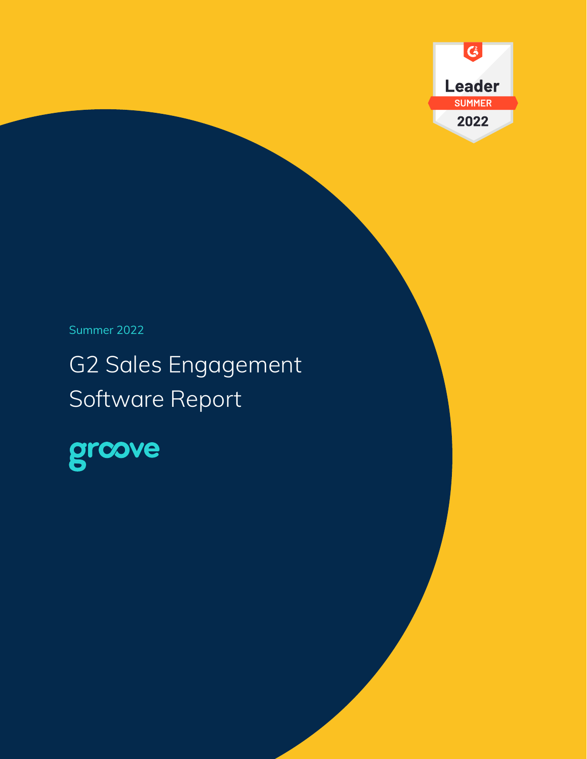Leader

SUMMER

2022

Summer 2022

# G2 Sales Engagement Software Report

groove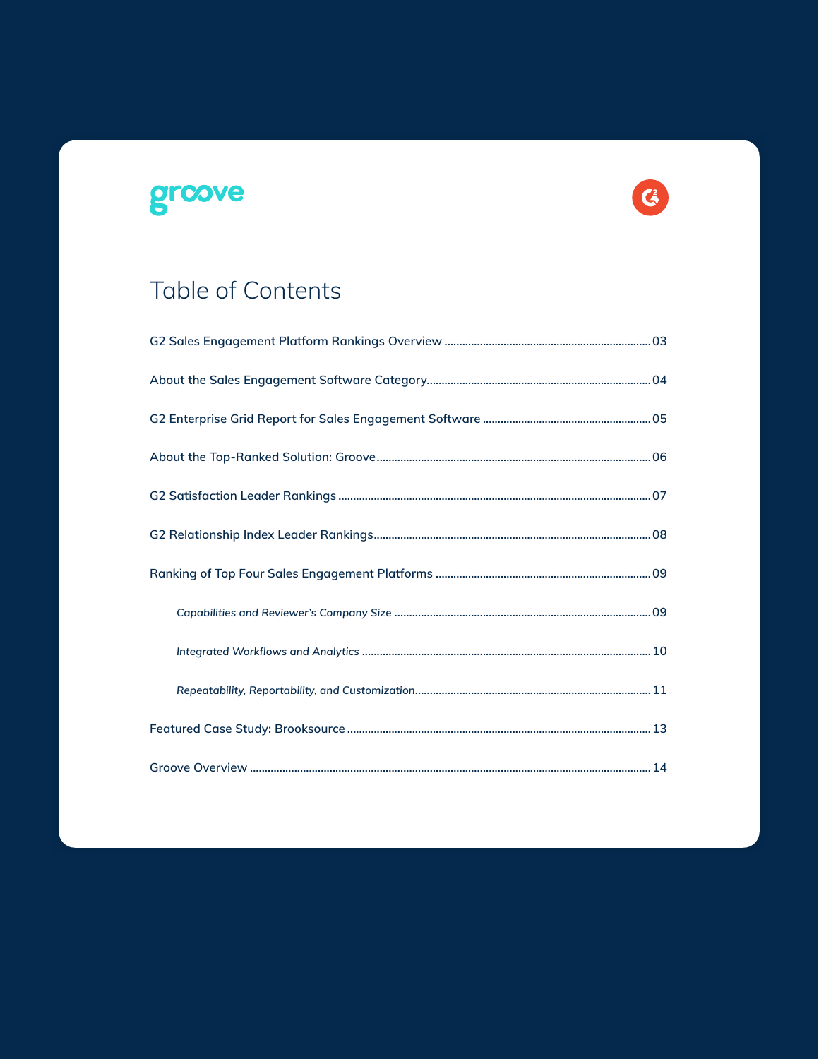# Table of Contents

G2 Sales Engagement Platform Rankings Overview ........ 03

About the Sales Engagement Software Category........ 04

G2 Enterprise Grid Report for Sales Engagement Software ........ 05

About the Top-Ranked Solution: Groove........ 06

G2 Satisfaction Leader Rankings ........ 07

G2 Relationship Index Leader Rankings........ 08

Ranking of Top Four Sales Engagement Platforms ........ 09

- *Capabilities and Reviewer's Company Size* ........ 09
- *Integrated Workflows and Analytics* ........ 10
- *Repeatability, Reportability, and Customization*........ 11

Featured Case Study: Brooksource ........ 13

Groove Overview ........ 14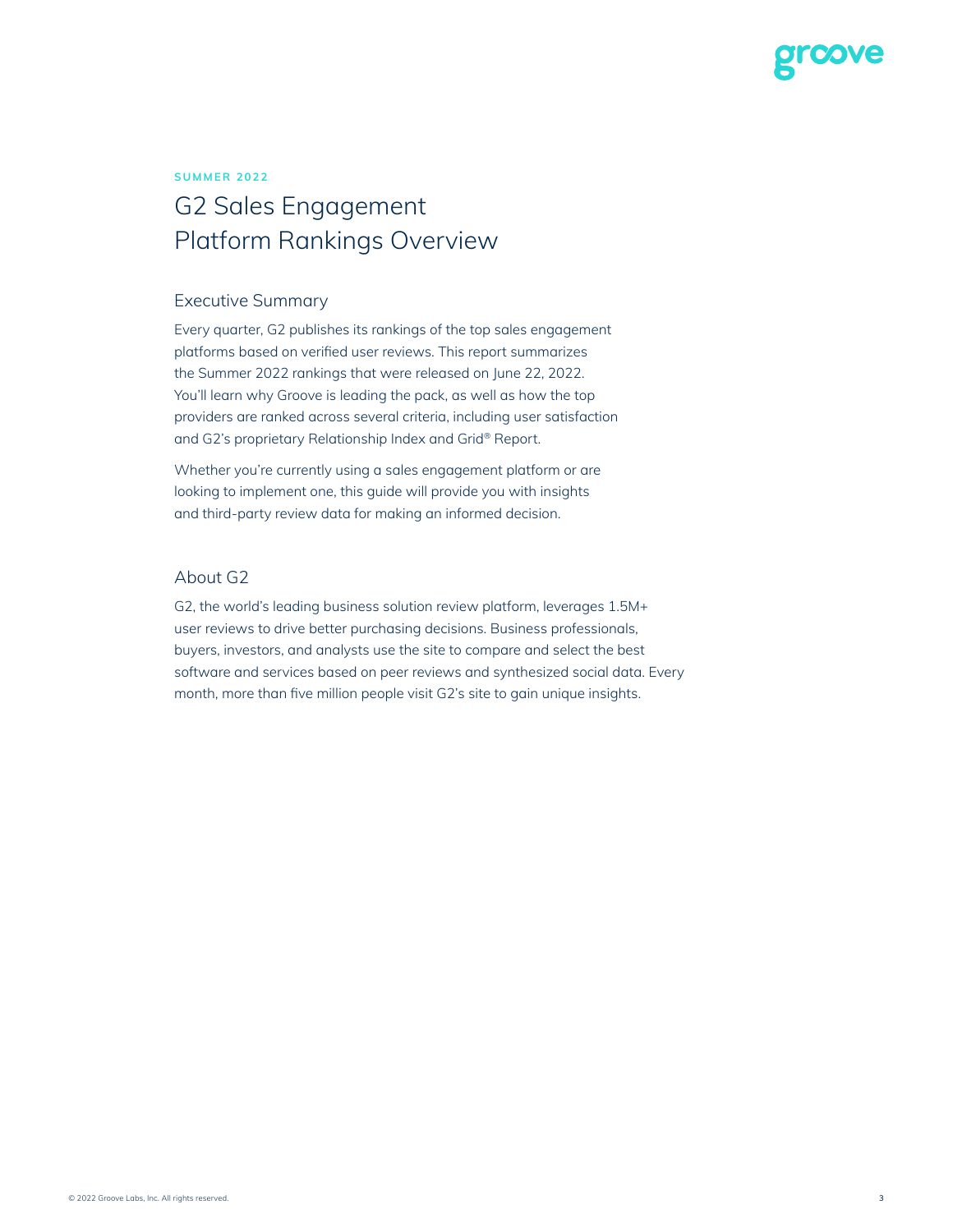SUMMER 2022

# G2 Sales Engagement Platform Rankings Overview

## Executive Summary

Every quarter, G2 publishes its rankings of the top sales engagement platforms based on verified user reviews. This report summarizes the Summer 2022 rankings that were released on June 22, 2022. You'll learn why Groove is leading the pack, as well as how the top providers are ranked across several criteria, including user satisfaction and G2's proprietary Relationship Index and Grid® Report.

Whether you're currently using a sales engagement platform or are looking to implement one, this guide will provide you with insights and third-party review data for making an informed decision.

## About G2

G2, the world's leading business solution review platform, leverages 1.5M+ user reviews to drive better purchasing decisions. Business professionals, buyers, investors, and analysts use the site to compare and select the best software and services based on peer reviews and synthesized social data. Every month, more than five million people visit G2's site to gain unique insights.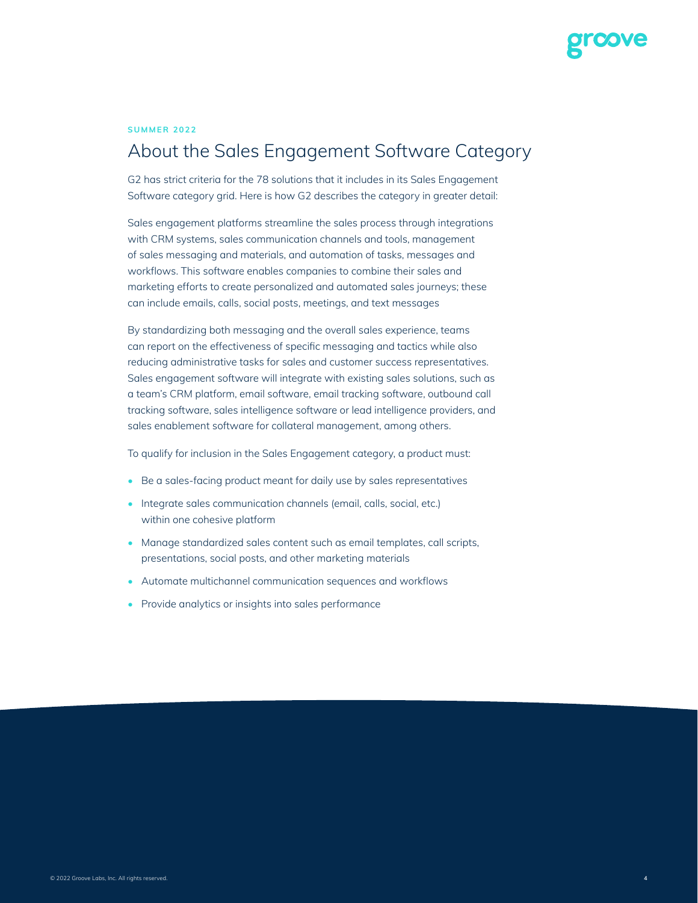SUMMER 2022

# About the Sales Engagement Software Category

G2 has strict criteria for the 78 solutions that it includes in its Sales Engagement Software category grid. Here is how G2 describes the category in greater detail:

Sales engagement platforms streamline the sales process through integrations with CRM systems, sales communication channels and tools, management of sales messaging and materials, and automation of tasks, messages and workflows. This software enables companies to combine their sales and marketing efforts to create personalized and automated sales journeys; these can include emails, calls, social posts, meetings, and text messages

By standardizing both messaging and the overall sales experience, teams can report on the effectiveness of specific messaging and tactics while also reducing administrative tasks for sales and customer success representatives. Sales engagement software will integrate with existing sales solutions, such as a team's CRM platform, email software, email tracking software, outbound call tracking software, sales intelligence software or lead intelligence providers, and sales enablement software for collateral management, among others.

To qualify for inclusion in the Sales Engagement category, a product must:

- Be a sales-facing product meant for daily use by sales representatives
- Integrate sales communication channels (email, calls, social, etc.) within one cohesive platform
- Manage standardized sales content such as email templates, call scripts, presentations, social posts, and other marketing materials
- Automate multichannel communication sequences and workflows
- Provide analytics or insights into sales performance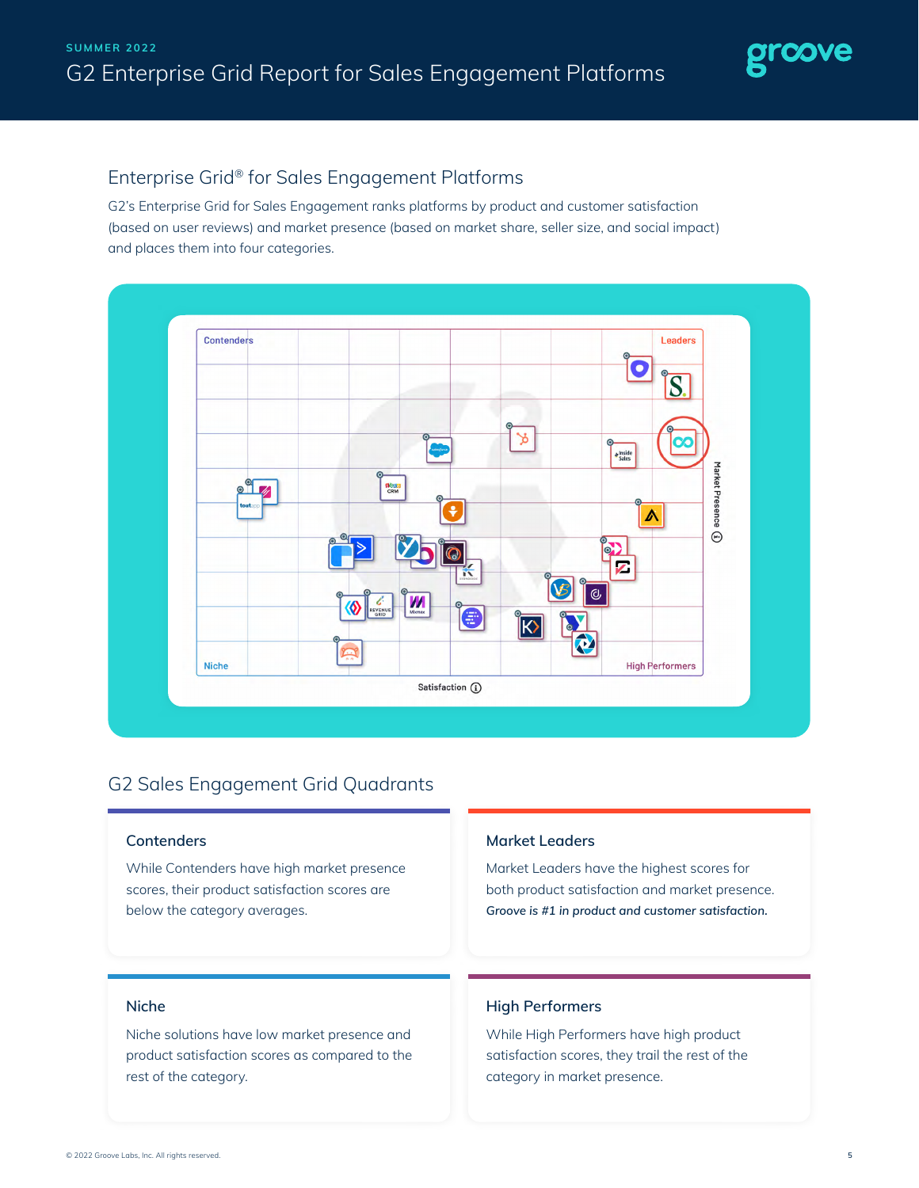SUMMER 2022

# G2 Enterprise Grid Report for Sales Engagement Platforms

## Enterprise Grid® for Sales Engagement Platforms

G2's Enterprise Grid for Sales Engagement ranks platforms by product and customer satisfaction (based on user reviews) and market presence (based on market share, seller size, and social impact) and places them into four categories.

## G2 Sales Engagement Grid Quadrants

### Contenders

While Contenders have high market presence scores, their product satisfaction scores are below the category averages.

### Market Leaders

Market Leaders have the highest scores for both product satisfaction and market presence. *Groove is #1 in product and customer satisfaction.*

### Niche

Niche solutions have low market presence and product satisfaction scores as compared to the rest of the category.

### High Performers

While High Performers have high product satisfaction scores, they trail the rest of the category in market presence.

© 2022 Groove Labs, Inc. All rights reserved.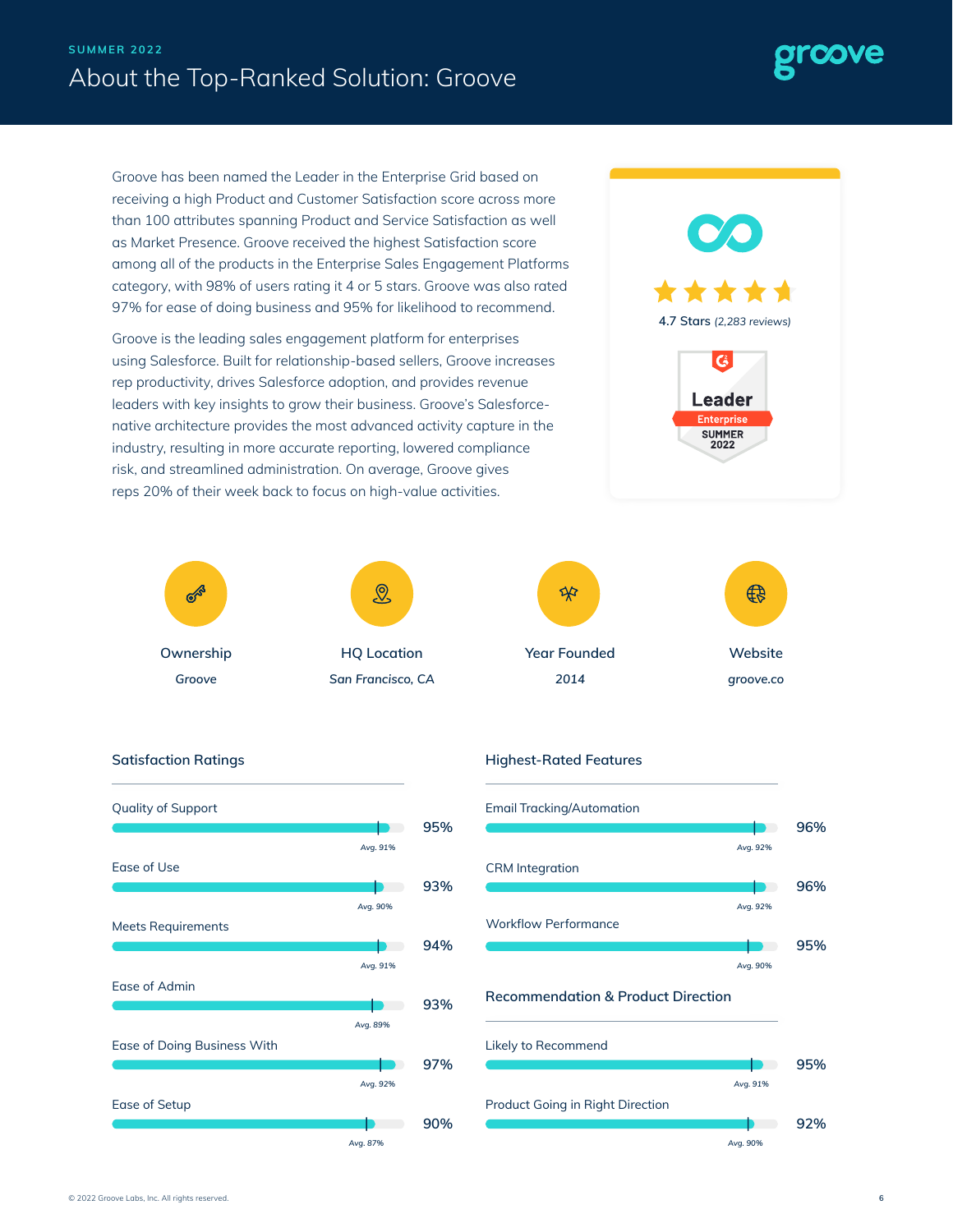SUMMER 2022

# About the Top-Ranked Solution: Groove

Groove has been named the Leader in the Enterprise Grid based on receiving a high Product and Customer Satisfaction score across more than 100 attributes spanning Product and Service Satisfaction as well as Market Presence. Groove received the highest Satisfaction score among all of the products in the Enterprise Sales Engagement Platforms category, with 98% of users rating it 4 or 5 stars. Groove was also rated 97% for ease of doing business and 95% for likelihood to recommend.

Groove is the leading sales engagement platform for enterprises using Salesforce. Built for relationship-based sellers, Groove increases rep productivity, drives Salesforce adoption, and provides revenue leaders with key insights to grow their business. Groove's Salesforce-native architecture provides the most advanced activity capture in the industry, resulting in more accurate reporting, lowered compliance risk, and streamlined administration. On average, Groove gives reps 20% of their week back to focus on high-value activities.

4.7 Stars (2,283 reviews)

Leader
Enterprise
SUMMER 2022

| Ownership | HQ Location | Year Founded | Website |
|---|---|---|---|
| Groove | San Francisco, CA | 2014 | groove.co |

## Satisfaction Ratings

| Rating | Score | Avg. |
|---|---|---|
| Quality of Support | 95% | 91% |
| Ease of Use | 93% | 90% |
| Meets Requirements | 94% | 91% |
| Ease of Admin | 93% | 89% |
| Ease of Doing Business With | 97% | 92% |
| Ease of Setup | 90% | 87% |

## Highest-Rated Features

| Feature | Score | Avg. |
|---|---|---|
| Email Tracking/Automation | 96% | 92% |
| CRM Integration | 96% | 92% |
| Workflow Performance | 95% | 90% |

## Recommendation & Product Direction

| Rating | Score | Avg. |
|---|---|---|
| Likely to Recommend | 95% | 91% |
| Product Going in Right Direction | 92% | 90% |

© 2022 Groove Labs, Inc. All rights reserved.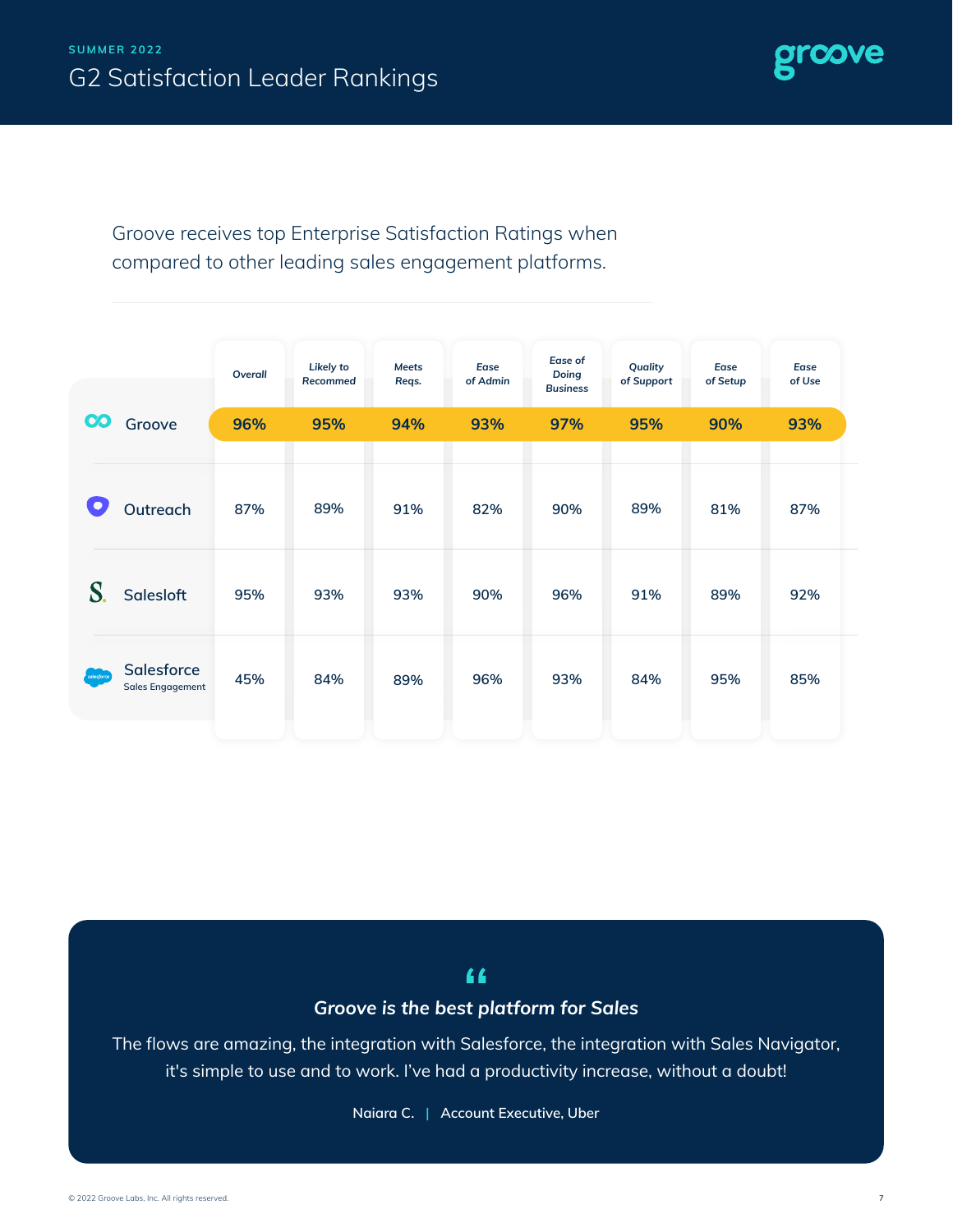SUMMER 2022

# G2 Satisfaction Leader Rankings

Groove receives top Enterprise Satisfaction Ratings when compared to other leading sales engagement platforms.

| | Overall | Likely to Recommed | Meets Reqs. | Ease of Admin | Ease of Doing Business | Quality of Support | Ease of Setup | Ease of Use |
|---|---|---|---|---|---|---|---|---|
| Groove | **96%** | **95%** | **94%** | **93%** | **97%** | **95%** | **90%** | **93%** |
| Outreach | 87% | 89% | 91% | 82% | 90% | 89% | 81% | 87% |
| Salesloft | 95% | 93% | 93% | 90% | 96% | 91% | 89% | 92% |
| Salesforce Sales Engagement | 45% | 84% | 89% | 96% | 93% | 84% | 95% | 85% |

> ***Groove is the best platform for Sales***
>
> The flows are amazing, the integration with Salesforce, the integration with Sales Navigator, it's simple to use and to work. I've had a productivity increase, without a doubt!
>
> Naiara C. | Account Executive, Uber

© 2022 Groove Labs, Inc. All rights reserved.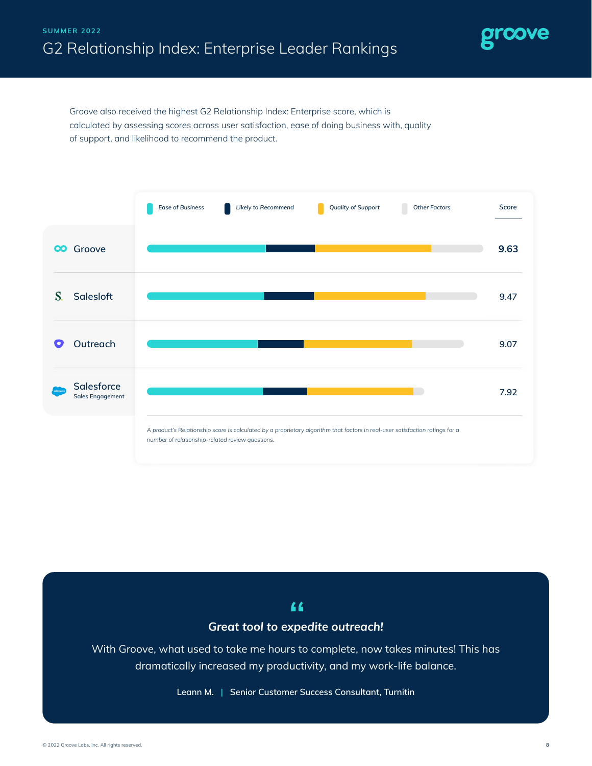SUMMER 2022

# G2 Relationship Index: Enterprise Leader Rankings

Groove also received the highest G2 Relationship Index: Enterprise score, which is calculated by assessing scores across user satisfaction, ease of doing business with, quality of support, and likelihood to recommend the product.

Ease of Business | Likely to Recommend | Quality of Support | Other Factors

| Product | Score |
|---|---|
| Groove | **9.63** |
| Salesloft | 9.47 |
| Outreach | 9.07 |
| Salesforce Sales Engagement | 7.92 |

*A product's Relationship score is calculated by a proprietary algorithm that factors in real-user satisfaction ratings for a number of relationship-related review questions.*

> ***Great tool to expedite outreach!***
>
> With Groove, what used to take me hours to complete, now takes minutes! This has dramatically increased my productivity, and my work-life balance.
>
> Leann M. | Senior Customer Success Consultant, Turnitin

© 2022 Groove Labs, Inc. All rights reserved.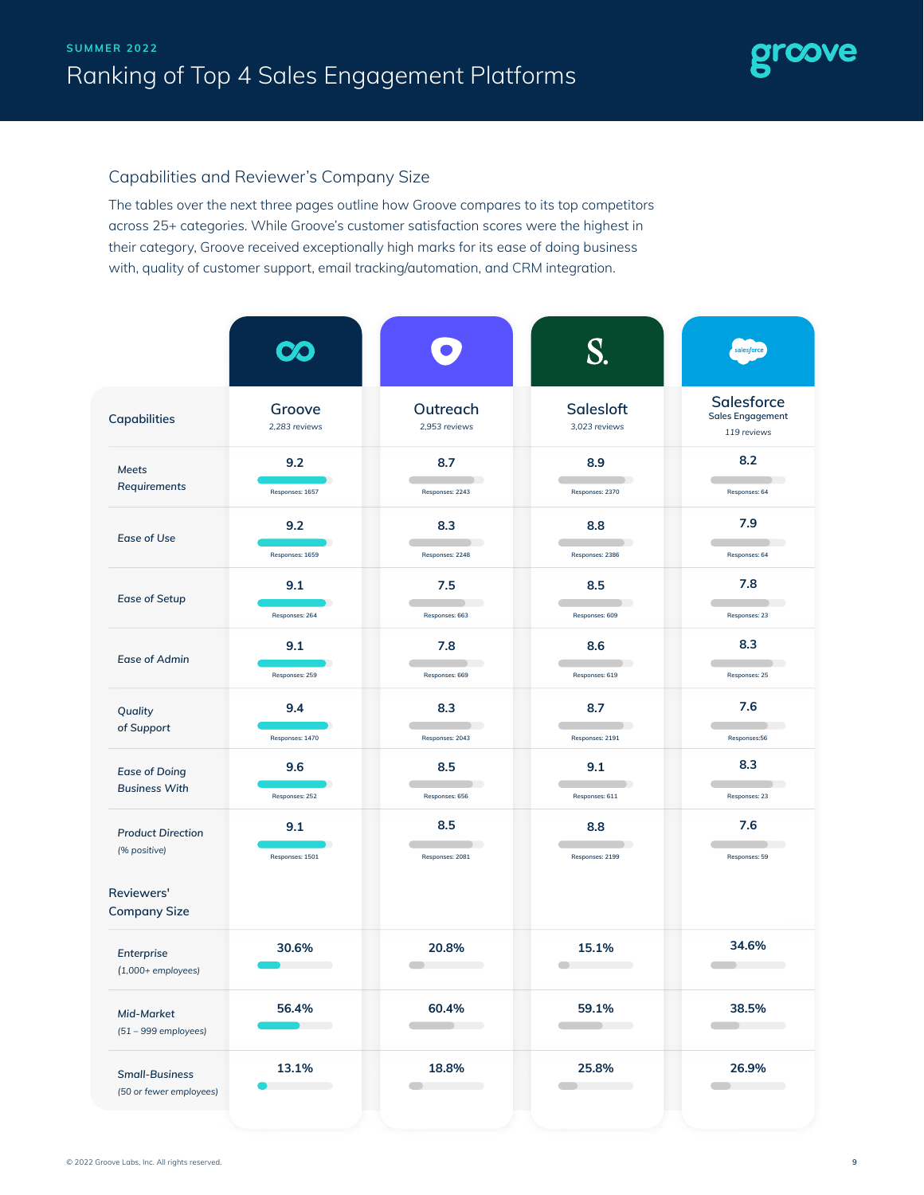SUMMER 2022

# Ranking of Top 4 Sales Engagement Platforms

## Capabilities and Reviewer's Company Size

The tables over the next three pages outline how Groove compares to its top competitors across 25+ categories. While Groove's customer satisfaction scores were the highest in their category, Groove received exceptionally high marks for its ease of doing business with, quality of customer support, email tracking/automation, and CRM integration.

| Capabilities | Groove (2,283 reviews) | Outreach (2,953 reviews) | Salesloft (3,023 reviews) | Salesforce Sales Engagement (119 reviews) |
|---|---|---|---|---|
| Meets Requirements | 9.2 (Responses: 1657) | 8.7 (Responses: 2243) | 8.9 (Responses: 2370) | 8.2 (Responses: 64) |
| Ease of Use | 9.2 (Responses: 1659) | 8.3 (Responses: 2248) | 8.8 (Responses: 2386) | 7.9 (Responses: 64) |
| Ease of Setup | 9.1 (Responses: 264) | 7.5 (Responses: 663) | 8.5 (Responses: 609) | 7.8 (Responses: 23) |
| Ease of Admin | 9.1 (Responses: 259) | 7.8 (Responses: 669) | 8.6 (Responses: 619) | 8.3 (Responses: 25) |
| Quality of Support | 9.4 (Responses: 1470) | 8.3 (Responses: 2043) | 8.7 (Responses: 2191) | 7.6 (Responses:56) |
| Ease of Doing Business With | 9.6 (Responses: 252) | 8.5 (Responses: 656) | 9.1 (Responses: 611) | 8.3 (Responses: 23) |
| Product Direction (% positive) | 9.1 (Responses: 1501) | 8.5 (Responses: 2081) | 8.8 (Responses: 2199) | 7.6 (Responses: 59) |
| **Reviewers' Company Size** | | | | |
| Enterprise (1,000+ employees) | 30.6% | 20.8% | 15.1% | 34.6% |
| Mid-Market (51 – 999 employees) | 56.4% | 60.4% | 59.1% | 38.5% |
| Small-Business (50 or fewer employees) | 13.1% | 18.8% | 25.8% | 26.9% |

© 2022 Groove Labs, Inc. All rights reserved.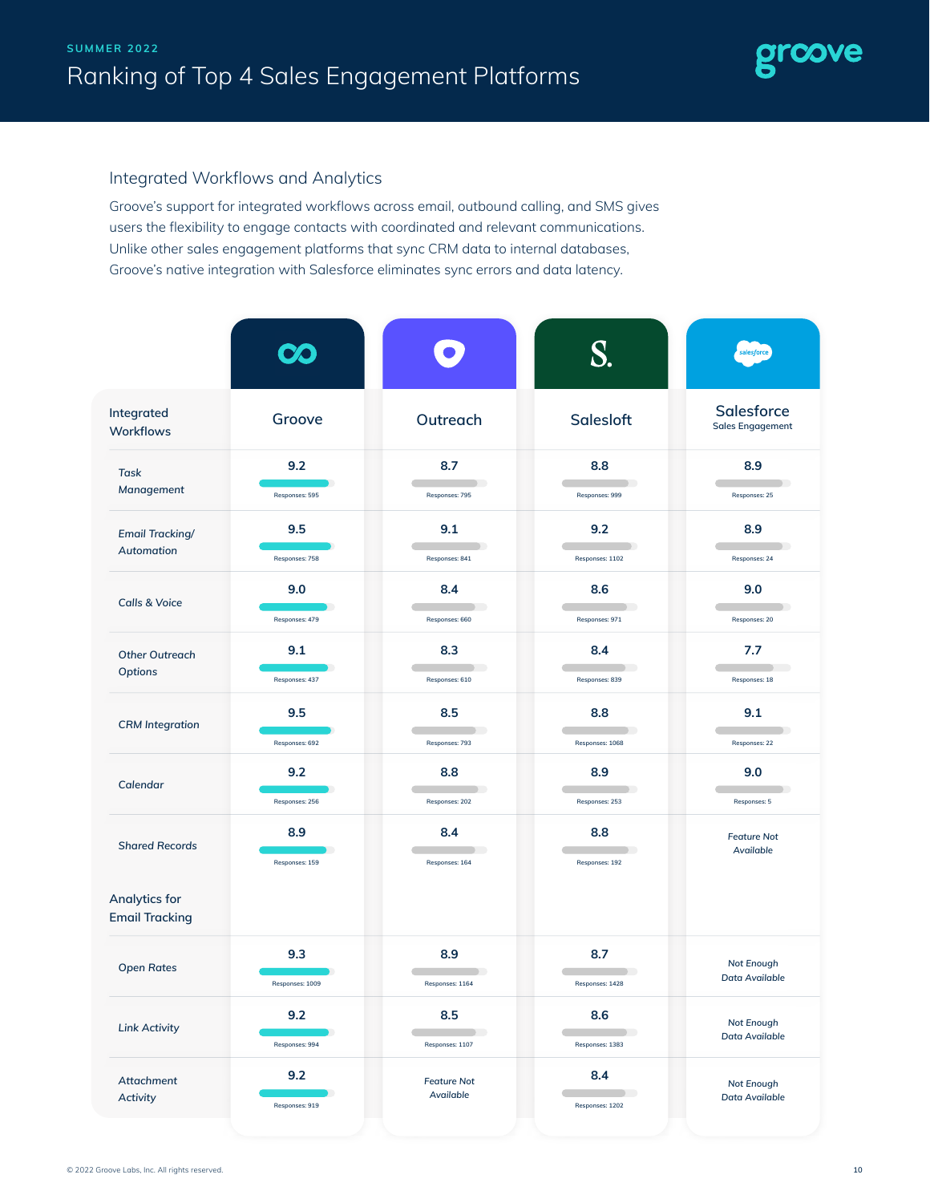SUMMER 2022

# Ranking of Top 4 Sales Engagement Platforms

## Integrated Workflows and Analytics

Groove's support for integrated workflows across email, outbound calling, and SMS gives users the flexibility to engage contacts with coordinated and relevant communications. Unlike other sales engagement platforms that sync CRM data to internal databases, Groove's native integration with Salesforce eliminates sync errors and data latency.

| Integrated Workflows | Groove | Outreach | Salesloft | Salesforce Sales Engagement |
|---|---|---|---|---|
| *Task Management* | 9.2 (Responses: 595) | 8.7 (Responses: 795) | 8.8 (Responses: 999) | 8.9 (Responses: 25) |
| *Email Tracking/ Automation* | 9.5 (Responses: 758) | 9.1 (Responses: 841) | 9.2 (Responses: 1102) | 8.9 (Responses: 24) |
| *Calls & Voice* | 9.0 (Responses: 479) | 8.4 (Responses: 660) | 8.6 (Responses: 971) | 9.0 (Responses: 20) |
| *Other Outreach Options* | 9.1 (Responses: 437) | 8.3 (Responses: 610) | 8.4 (Responses: 839) | 7.7 (Responses: 18) |
| *CRM Integration* | 9.5 (Responses: 692) | 8.5 (Responses: 793) | 8.8 (Responses: 1068) | 9.1 (Responses: 22) |
| *Calendar* | 9.2 (Responses: 256) | 8.8 (Responses: 202) | 8.9 (Responses: 253) | 9.0 (Responses: 5) |
| *Shared Records* | 8.9 (Responses: 159) | 8.4 (Responses: 164) | 8.8 (Responses: 192) | *Feature Not Available* |
| **Analytics for Email Tracking** | | | | |
| *Open Rates* | 9.3 (Responses: 1009) | 8.9 (Responses: 1164) | 8.7 (Responses: 1428) | *Not Enough Data Available* |
| *Link Activity* | 9.2 (Responses: 994) | 8.5 (Responses: 1107) | 8.6 (Responses: 1383) | *Not Enough Data Available* |
| *Attachment Activity* | 9.2 (Responses: 919) | *Feature Not Available* | 8.4 (Responses: 1202) | *Not Enough Data Available* |

© 2022 Groove Labs, Inc. All rights reserved.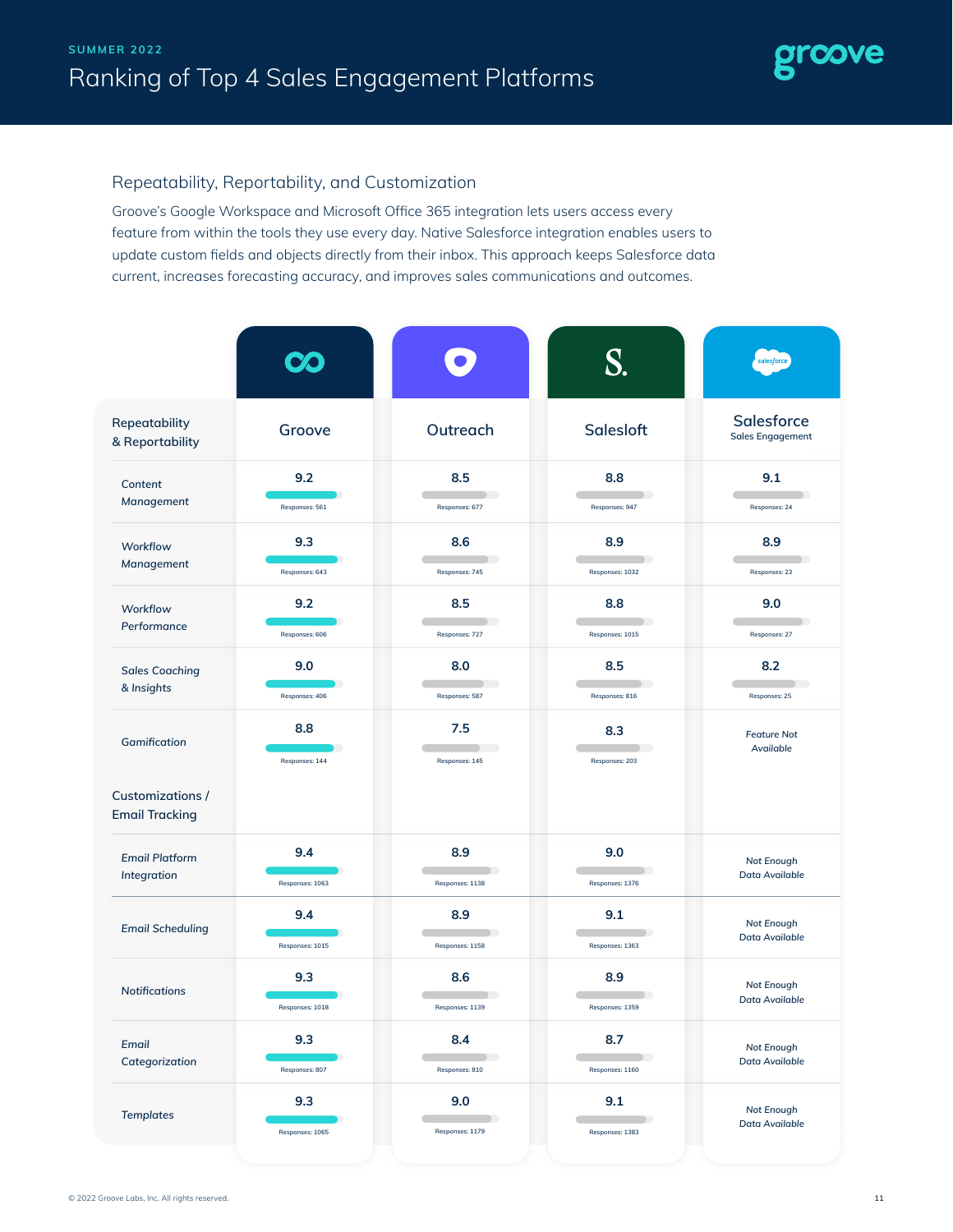SUMMER 2022

# Ranking of Top 4 Sales Engagement Platforms

## Repeatability, Reportability, and Customization

Groove's Google Workspace and Microsoft Office 365 integration lets users access every feature from within the tools they use every day. Native Salesforce integration enables users to update custom fields and objects directly from their inbox. This approach keeps Salesforce data current, increases forecasting accuracy, and improves sales communications and outcomes.

| Repeatability & Reportability | Groove | Outreach | Salesloft | Salesforce Sales Engagement |
|---|---|---|---|---|
| Content Management | 9.2 (Responses: 561) | 8.5 (Responses: 677) | 8.8 (Responses: 947) | 9.1 (Responses: 24) |
| Workflow Management | 9.3 (Responses: 643) | 8.6 (Responses: 745) | 8.9 (Responses: 1032) | 8.9 (Responses: 23) |
| Workflow Performance | 9.2 (Responses: 606) | 8.5 (Responses: 727) | 8.8 (Responses: 1015) | 9.0 (Responses: 27) |
| Sales Coaching & Insights | 9.0 (Responses: 406) | 8.0 (Responses: 587) | 8.5 (Responses: 816) | 8.2 (Responses: 25) |
| Gamification | 8.8 (Responses: 144) | 7.5 (Responses: 145) | 8.3 (Responses: 203) | Feature Not Available |
| **Customizations / Email Tracking** | | | | |
| Email Platform Integration | 9.4 (Responses: 1063) | 8.9 (Responses: 1138) | 9.0 (Responses: 1376) | Not Enough Data Available |
| Email Scheduling | 9.4 (Responses: 1015) | 8.9 (Responses: 1158) | 9.1 (Responses: 1363) | Not Enough Data Available |
| Notifications | 9.3 (Responses: 1018) | 8.6 (Responses: 1139) | 8.9 (Responses: 1359) | Not Enough Data Available |
| Email Categorization | 9.3 (Responses: 807) | 8.4 (Responses: 810) | 8.7 (Responses: 1160) | Not Enough Data Available |
| Templates | 9.3 (Responses: 1065) | 9.0 (Responses: 1179) | 9.1 (Responses: 1383) | Not Enough Data Available |

© 2022 Groove Labs, Inc. All rights reserved.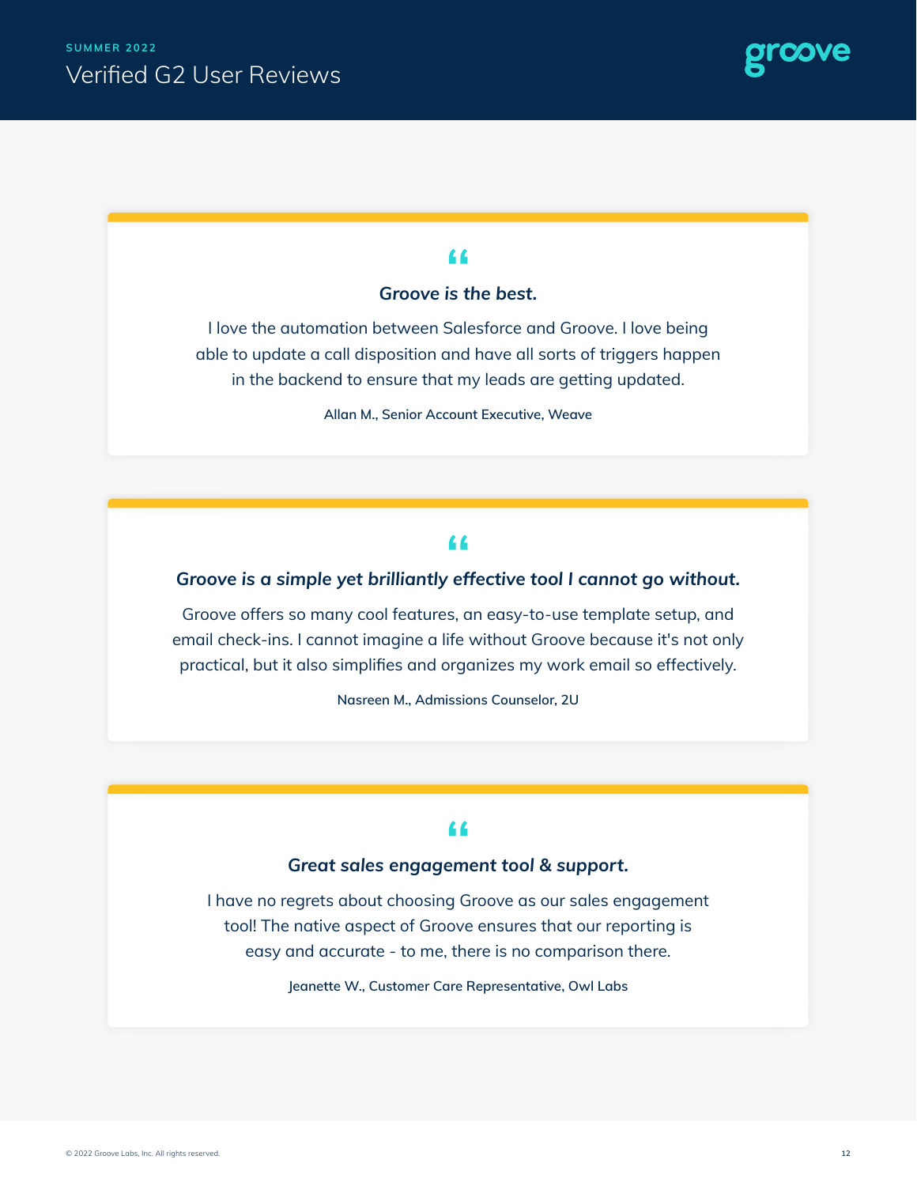SUMMER 2022

# Verified G2 User Reviews

groove

***Groove is the best.***

I love the automation between Salesforce and Groove. I love being able to update a call disposition and have all sorts of triggers happen in the backend to ensure that my leads are getting updated.

**Allan M., Senior Account Executive, Weave**

***Groove is a simple yet brilliantly effective tool I cannot go without.***

Groove offers so many cool features, an easy-to-use template setup, and email check-ins. I cannot imagine a life without Groove because it's not only practical, but it also simplifies and organizes my work email so effectively.

**Nasreen M., Admissions Counselor, 2U**

***Great sales engagement tool & support.***

I have no regrets about choosing Groove as our sales engagement tool! The native aspect of Groove ensures that our reporting is easy and accurate - to me, there is no comparison there.

**Jeanette W., Customer Care Representative, Owl Labs**

© 2022 Groove Labs, Inc. All rights reserved.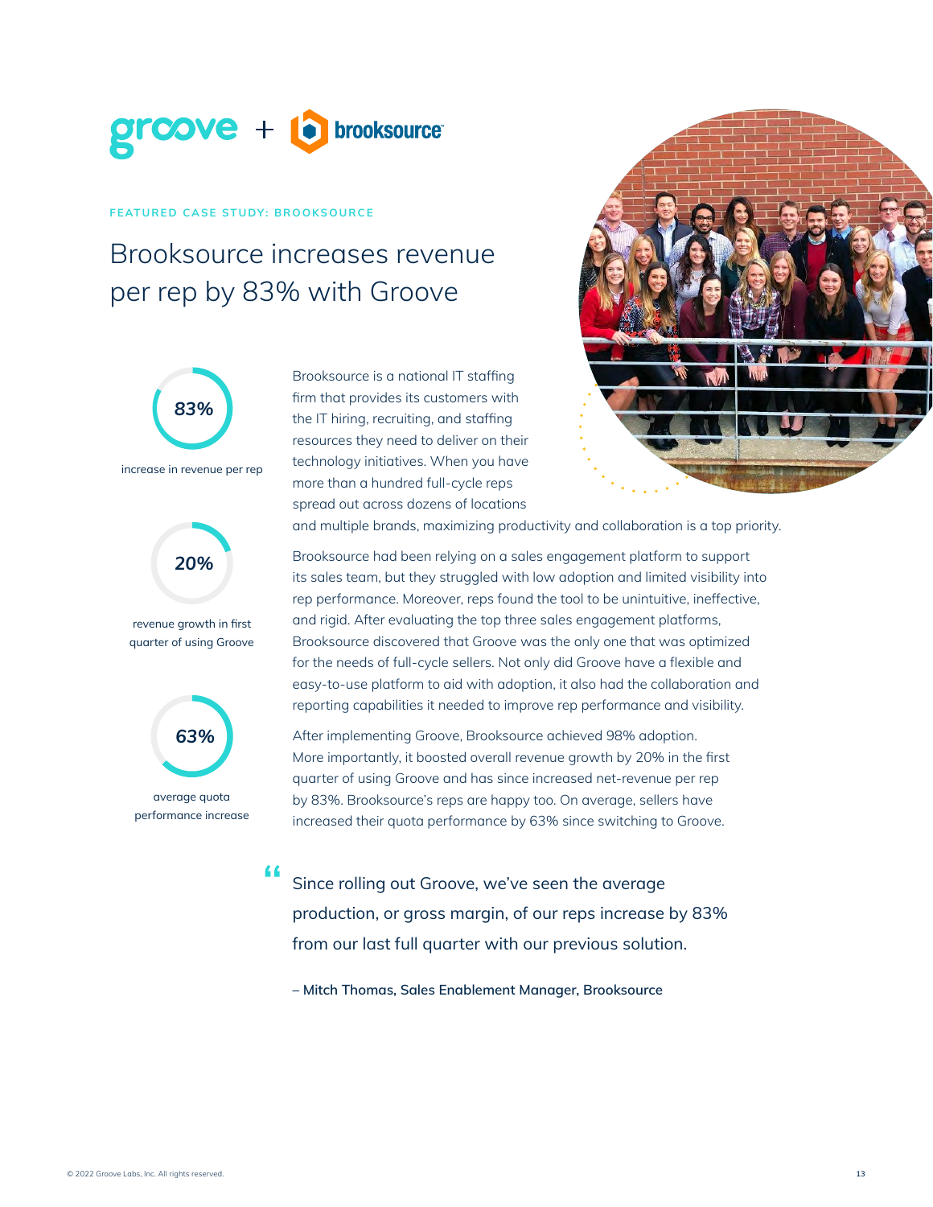groove + brooksource

FEATURED CASE STUDY: BROOKSOURCE

# Brooksource increases revenue per rep by 83% with Groove

**83%**
increase in revenue per rep

**20%**
revenue growth in first quarter of using Groove

**63%**
average quota performance increase

Brooksource is a national IT staffing firm that provides its customers with the IT hiring, recruiting, and staffing resources they need to deliver on their technology initiatives. When you have more than a hundred full-cycle reps spread out across dozens of locations and multiple brands, maximizing productivity and collaboration is a top priority.

Brooksource had been relying on a sales engagement platform to support its sales team, but they struggled with low adoption and limited visibility into rep performance. Moreover, reps found the tool to be unintuitive, ineffective, and rigid. After evaluating the top three sales engagement platforms, Brooksource discovered that Groove was the only one that was optimized for the needs of full-cycle sellers. Not only did Groove have a flexible and easy-to-use platform to aid with adoption, it also had the collaboration and reporting capabilities it needed to improve rep performance and visibility.

After implementing Groove, Brooksource achieved 98% adoption. More importantly, it boosted overall revenue growth by 20% in the first quarter of using Groove and has since increased net-revenue per rep by 83%. Brooksource's reps are happy too. On average, sellers have increased their quota performance by 63% since switching to Groove.

> "Since rolling out Groove, we've seen the average production, or gross margin, of our reps increase by 83% from our last full quarter with our previous solution.
>
> **– Mitch Thomas, Sales Enablement Manager, Brooksource**

© 2022 Groove Labs, Inc. All rights reserved.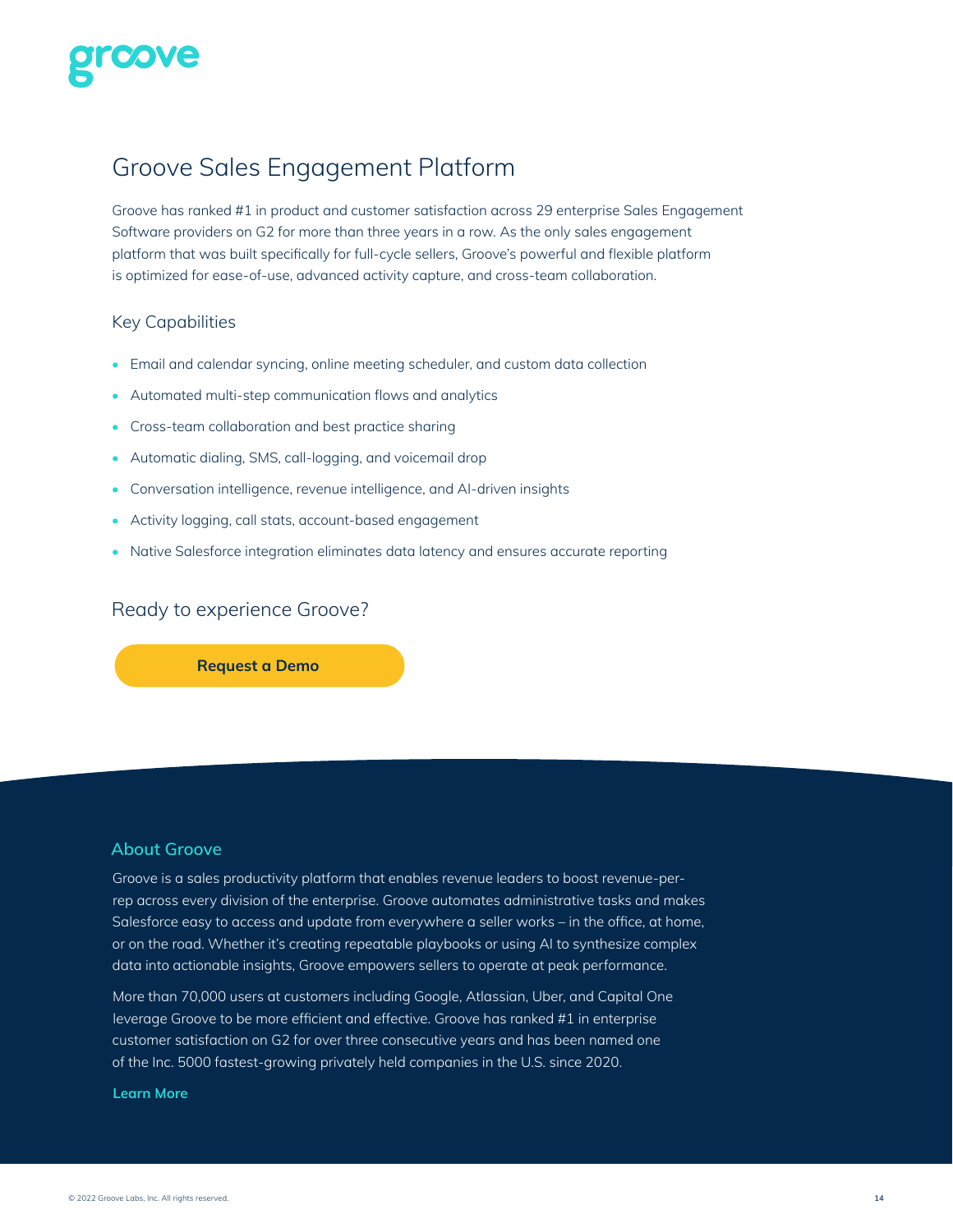groove

# Groove Sales Engagement Platform

Groove has ranked #1 in product and customer satisfaction across 29 enterprise Sales Engagement Software providers on G2 for more than three years in a row. As the only sales engagement platform that was built specifically for full-cycle sellers, Groove's powerful and flexible platform is optimized for ease-of-use, advanced activity capture, and cross-team collaboration.

## Key Capabilities

- Email and calendar syncing, online meeting scheduler, and custom data collection
- Automated multi-step communication flows and analytics
- Cross-team collaboration and best practice sharing
- Automatic dialing, SMS, call-logging, and voicemail drop
- Conversation intelligence, revenue intelligence, and AI-driven insights
- Activity logging, call stats, account-based engagement
- Native Salesforce integration eliminates data latency and ensures accurate reporting

## Ready to experience Groove?

**Request a Demo**

## About Groove

Groove is a sales productivity platform that enables revenue leaders to boost revenue-per-rep across every division of the enterprise. Groove automates administrative tasks and makes Salesforce easy to access and update from everywhere a seller works – in the office, at home, or on the road. Whether it's creating repeatable playbooks or using AI to synthesize complex data into actionable insights, Groove empowers sellers to operate at peak performance.

More than 70,000 users at customers including Google, Atlassian, Uber, and Capital One leverage Groove to be more efficient and effective. Groove has ranked #1 in enterprise customer satisfaction on G2 for over three consecutive years and has been named one of the Inc. 5000 fastest-growing privately held companies in the U.S. since 2020.

**Learn More**

© 2022 Groove Labs, Inc. All rights reserved.